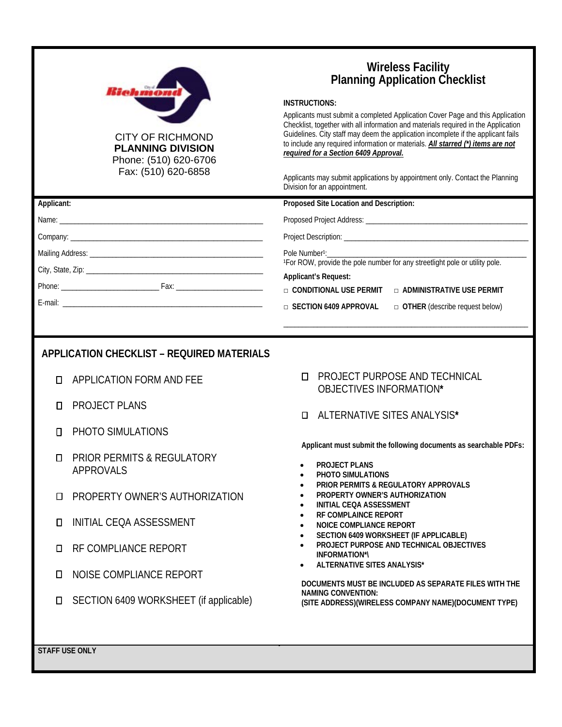CITY OF RICHMOND
**PLANNING DIVISION**
Phone: (510) 620-6706
Fax: (510) 620-6858

# Wireless Facility Planning Application Checklist

**INSTRUCTIONS:**

Applicants must submit a completed Application Cover Page and this Application Checklist, together with all information and materials required in the Application Guidelines. City staff may deem the application incomplete if the applicant fails to include any required information or materials. ***All starred (*) items are not required for a Section 6409 Approval.***

Applicants may submit applications by appointment only. Contact the Planning Division for an appointment.

**Applicant:**

Name: ____________________

Company: ____________________

Mailing Address: ____________________

City, State, Zip: ____________________

Phone: ____________________ Fax: ____________________

E-mail: ____________________

**Proposed Site Location and Description:**

Proposed Project Address: ____________________

Project Description: ____________________

Pole Number[1]: ____________________

[1]For ROW, provide the pole number for any streetlight pole or utility pole.

**Applicant's Request:**

□ **CONDITIONAL USE PERMIT** □ **ADMINISTRATIVE USE PERMIT**

□ **SECTION 6409 APPROVAL** □ **OTHER** (describe request below)

____________________

## APPLICATION CHECKLIST – REQUIRED MATERIALS

- ☐ APPLICATION FORM AND FEE
- ☐ PROJECT PLANS
- ☐ PHOTO SIMULATIONS
- ☐ PRIOR PERMITS & REGULATORY APPROVALS
- ☐ PROPERTY OWNER'S AUTHORIZATION
- ☐ INITIAL CEQA ASSESSMENT
- ☐ RF COMPLIANCE REPORT
- ☐ NOISE COMPLIANCE REPORT
- ☐ SECTION 6409 WORKSHEET (if applicable)
- ☐ PROJECT PURPOSE AND TECHNICAL OBJECTIVES INFORMATION**\***
- ☐ ALTERNATIVE SITES ANALYSIS**\***

**Applicant must submit the following documents as searchable PDFs:**

- **PROJECT PLANS**
- **PHOTO SIMULATIONS**
- **PRIOR PERMITS & REGULATORY APPROVALS**
- **PROPERTY OWNER'S AUTHORIZATION**
- **INITIAL CEQA ASSESSMENT**
- **RF COMPLAINCE REPORT**
- **NOICE COMPLIANCE REPORT**
- **SECTION 6409 WORKSHEET (IF APPLICABLE)**
- **PROJECT PURPOSE AND TECHNICAL OBJECTIVES INFORMATION*\\**
- **ALTERNATIVE SITES ANALYSIS***

**DOCUMENTS MUST BE INCLUDED AS SEPARATE FILES WITH THE NAMING CONVENTION:**
**(SITE ADDRESS)(WIRELESS COMPANY NAME)(DOCUMENT TYPE)**

**STAFF USE ONLY**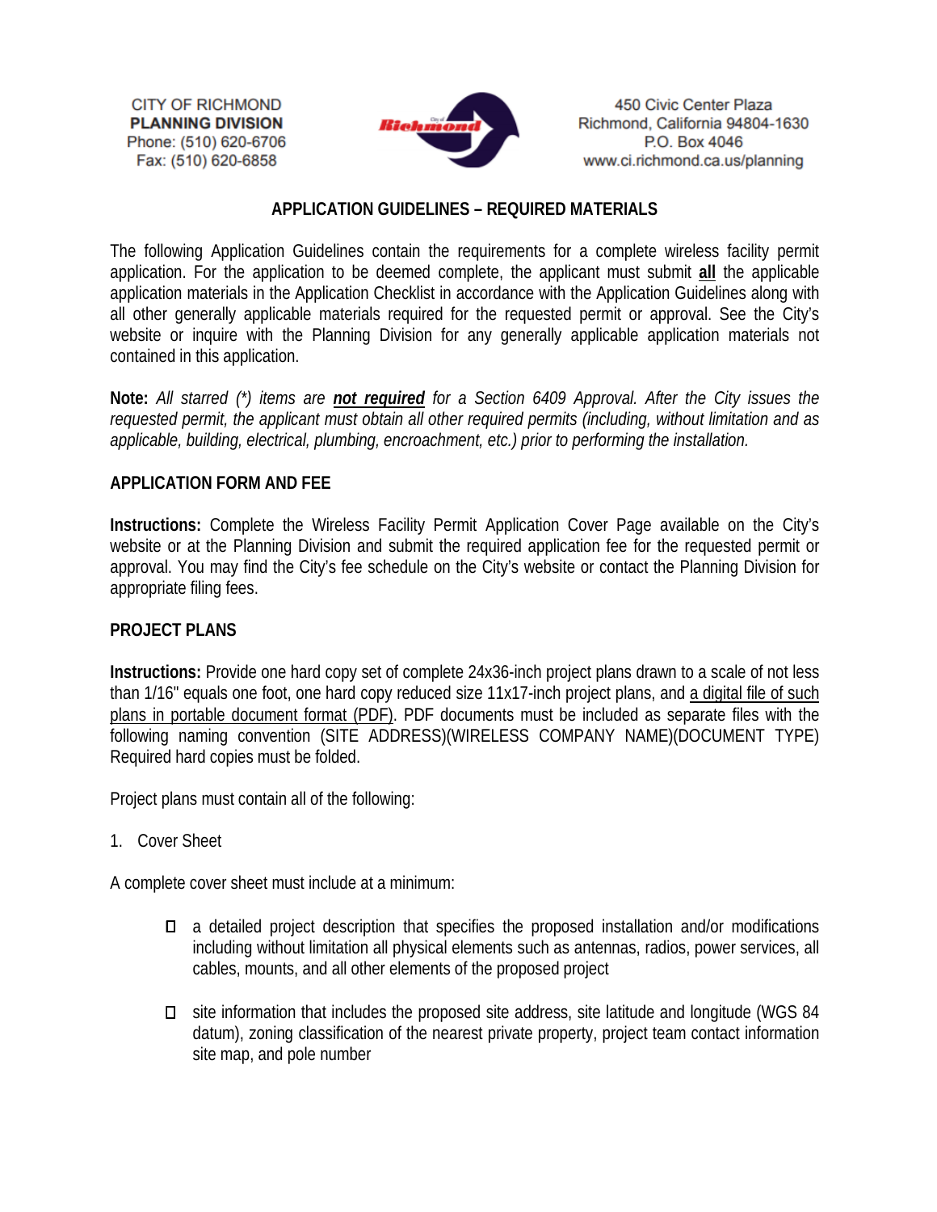CITY OF RICHMOND
**PLANNING DIVISION**
Phone: (510) 620-6706
Fax: (510) 620-6858

450 Civic Center Plaza
Richmond, California 94804-1630
P.O. Box 4046
www.ci.richmond.ca.us/planning

## APPLICATION GUIDELINES – REQUIRED MATERIALS

The following Application Guidelines contain the requirements for a complete wireless facility permit application. For the application to be deemed complete, the applicant must submit **all** the applicable application materials in the Application Checklist in accordance with the Application Guidelines along with all other generally applicable materials required for the requested permit or approval. See the City's website or inquire with the Planning Division for any generally applicable application materials not contained in this application.

**Note:** *All starred (*) items are **not required** for a Section 6409 Approval. After the City issues the requested permit, the applicant must obtain all other required permits (including, without limitation and as applicable, building, electrical, plumbing, encroachment, etc.) prior to performing the installation.*

### APPLICATION FORM AND FEE

**Instructions:** Complete the Wireless Facility Permit Application Cover Page available on the City's website or at the Planning Division and submit the required application fee for the requested permit or approval. You may find the City's fee schedule on the City's website or contact the Planning Division for appropriate filing fees.

### PROJECT PLANS

**Instructions:** Provide one hard copy set of complete 24x36-inch project plans drawn to a scale of not less than 1/16" equals one foot, one hard copy reduced size 11x17-inch project plans, and a digital file of such plans in portable document format (PDF). PDF documents must be included as separate files with the following naming convention (SITE ADDRESS)(WIRELESS COMPANY NAME)(DOCUMENT TYPE) Required hard copies must be folded.

Project plans must contain all of the following:

1. Cover Sheet

A complete cover sheet must include at a minimum:

- ☐ a detailed project description that specifies the proposed installation and/or modifications including without limitation all physical elements such as antennas, radios, power services, all cables, mounts, and all other elements of the proposed project
- ☐ site information that includes the proposed site address, site latitude and longitude (WGS 84 datum), zoning classification of the nearest private property, project team contact information site map, and pole number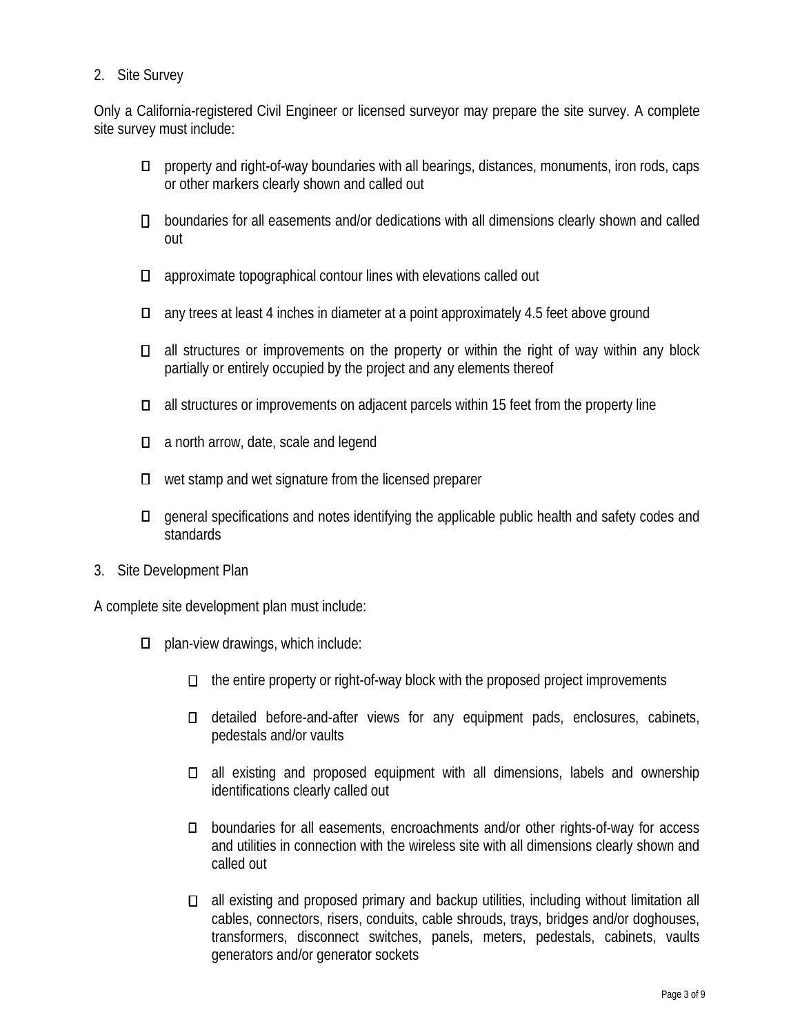2. Site Survey

Only a California-registered Civil Engineer or licensed surveyor may prepare the site survey. A complete site survey must include:

- property and right-of-way boundaries with all bearings, distances, monuments, iron rods, caps or other markers clearly shown and called out
- boundaries for all easements and/or dedications with all dimensions clearly shown and called out
- approximate topographical contour lines with elevations called out
- any trees at least 4 inches in diameter at a point approximately 4.5 feet above ground
- all structures or improvements on the property or within the right of way within any block partially or entirely occupied by the project and any elements thereof
- all structures or improvements on adjacent parcels within 15 feet from the property line
- a north arrow, date, scale and legend
- wet stamp and wet signature from the licensed preparer
- general specifications and notes identifying the applicable public health and safety codes and standards

3. Site Development Plan

A complete site development plan must include:

- plan-view drawings, which include:
  - the entire property or right-of-way block with the proposed project improvements
  - detailed before-and-after views for any equipment pads, enclosures, cabinets, pedestals and/or vaults
  - all existing and proposed equipment with all dimensions, labels and ownership identifications clearly called out
  - boundaries for all easements, encroachments and/or other rights-of-way for access and utilities in connection with the wireless site with all dimensions clearly shown and called out
  - all existing and proposed primary and backup utilities, including without limitation all cables, connectors, risers, conduits, cable shrouds, trays, bridges and/or doghouses, transformers, disconnect switches, panels, meters, pedestals, cabinets, vaults generators and/or generator sockets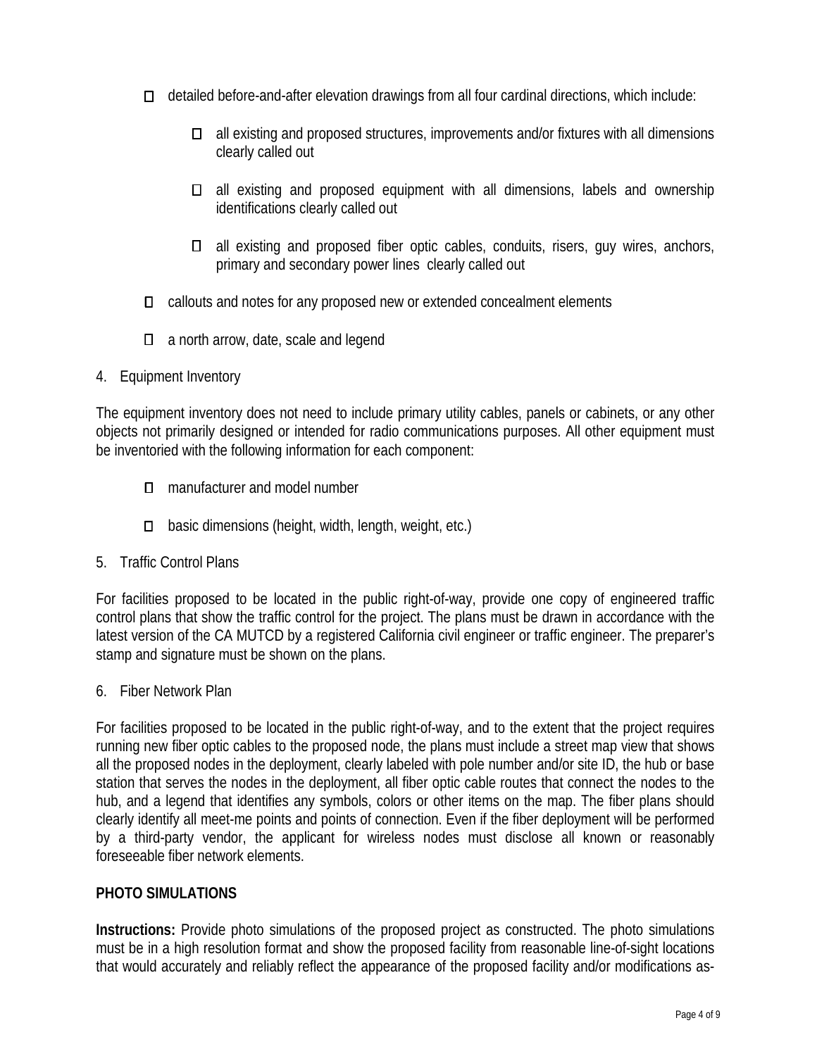- ☐ detailed before-and-after elevation drawings from all four cardinal directions, which include:
  - ☐ all existing and proposed structures, improvements and/or fixtures with all dimensions clearly called out
  - ☐ all existing and proposed equipment with all dimensions, labels and ownership identifications clearly called out
  - ☐ all existing and proposed fiber optic cables, conduits, risers, guy wires, anchors, primary and secondary power lines clearly called out
- ☐ callouts and notes for any proposed new or extended concealment elements
- ☐ a north arrow, date, scale and legend

4. Equipment Inventory

The equipment inventory does not need to include primary utility cables, panels or cabinets, or any other objects not primarily designed or intended for radio communications purposes. All other equipment must be inventoried with the following information for each component:

- ☐ manufacturer and model number
- ☐ basic dimensions (height, width, length, weight, etc.)

5. Traffic Control Plans

For facilities proposed to be located in the public right-of-way, provide one copy of engineered traffic control plans that show the traffic control for the project. The plans must be drawn in accordance with the latest version of the CA MUTCD by a registered California civil engineer or traffic engineer. The preparer's stamp and signature must be shown on the plans.

6. Fiber Network Plan

For facilities proposed to be located in the public right-of-way, and to the extent that the project requires running new fiber optic cables to the proposed node, the plans must include a street map view that shows all the proposed nodes in the deployment, clearly labeled with pole number and/or site ID, the hub or base station that serves the nodes in the deployment, all fiber optic cable routes that connect the nodes to the hub, and a legend that identifies any symbols, colors or other items on the map. The fiber plans should clearly identify all meet-me points and points of connection. Even if the fiber deployment will be performed by a third-party vendor, the applicant for wireless nodes must disclose all known or reasonably foreseeable fiber network elements.

**PHOTO SIMULATIONS**

**Instructions:** Provide photo simulations of the proposed project as constructed. The photo simulations must be in a high resolution format and show the proposed facility from reasonable line-of-sight locations that would accurately and reliably reflect the appearance of the proposed facility and/or modifications as-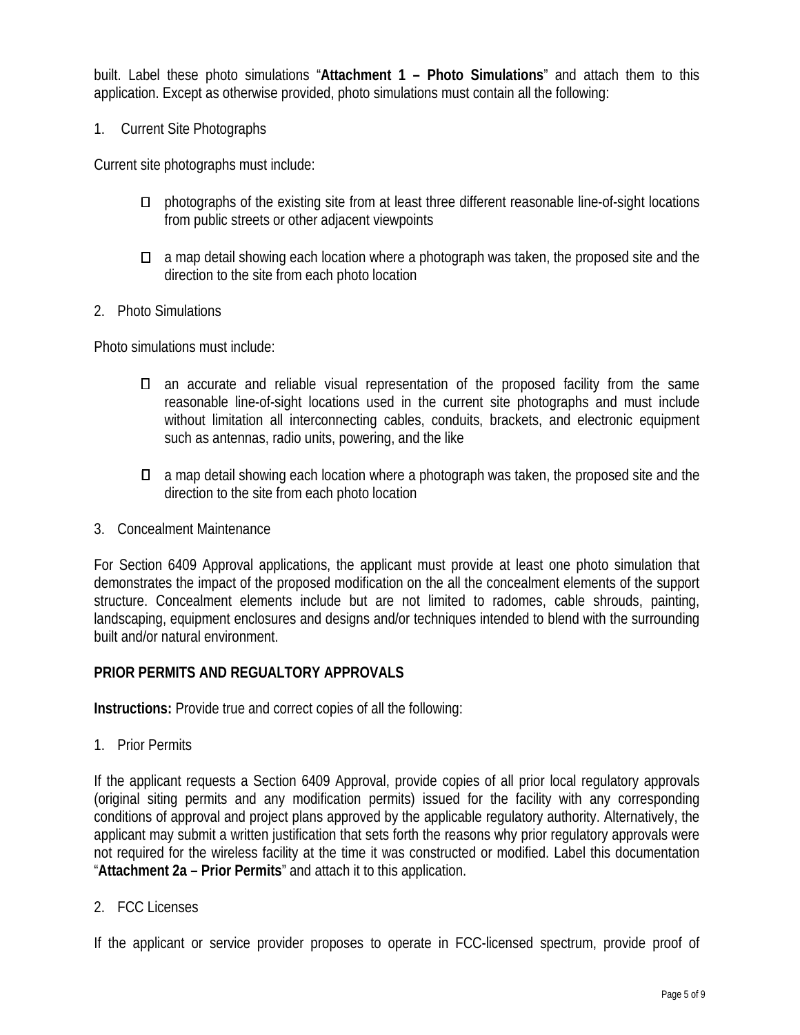built. Label these photo simulations "**Attachment 1 – Photo Simulations**" and attach them to this application. Except as otherwise provided, photo simulations must contain all the following:

1. Current Site Photographs

Current site photographs must include:

- ☐ photographs of the existing site from at least three different reasonable line-of-sight locations from public streets or other adjacent viewpoints
- ☐ a map detail showing each location where a photograph was taken, the proposed site and the direction to the site from each photo location

2. Photo Simulations

Photo simulations must include:

- ☐ an accurate and reliable visual representation of the proposed facility from the same reasonable line-of-sight locations used in the current site photographs and must include without limitation all interconnecting cables, conduits, brackets, and electronic equipment such as antennas, radio units, powering, and the like
- ☐ a map detail showing each location where a photograph was taken, the proposed site and the direction to the site from each photo location

3. Concealment Maintenance

For Section 6409 Approval applications, the applicant must provide at least one photo simulation that demonstrates the impact of the proposed modification on the all the concealment elements of the support structure. Concealment elements include but are not limited to radomes, cable shrouds, painting, landscaping, equipment enclosures and designs and/or techniques intended to blend with the surrounding built and/or natural environment.

**PRIOR PERMITS AND REGUALTORY APPROVALS**

**Instructions:** Provide true and correct copies of all the following:

1. Prior Permits

If the applicant requests a Section 6409 Approval, provide copies of all prior local regulatory approvals (original siting permits and any modification permits) issued for the facility with any corresponding conditions of approval and project plans approved by the applicable regulatory authority. Alternatively, the applicant may submit a written justification that sets forth the reasons why prior regulatory approvals were not required for the wireless facility at the time it was constructed or modified. Label this documentation "**Attachment 2a – Prior Permits**" and attach it to this application.

2. FCC Licenses

If the applicant or service provider proposes to operate in FCC-licensed spectrum, provide proof of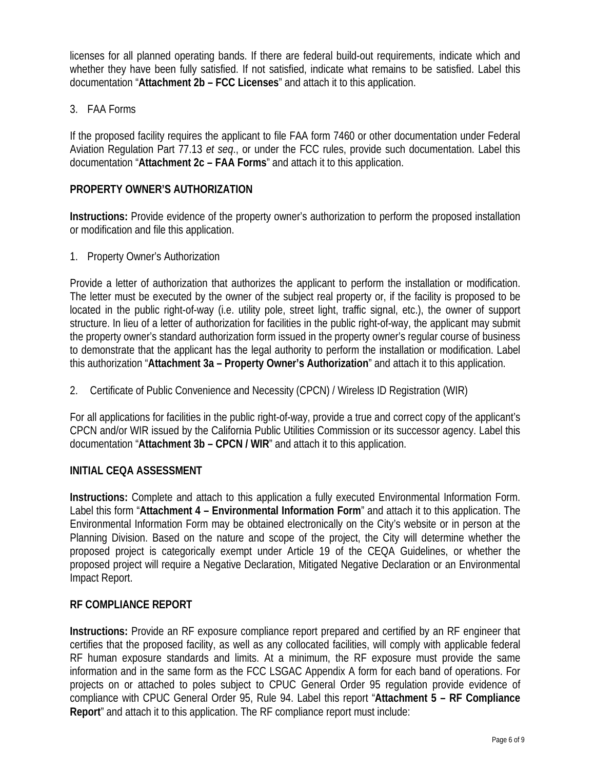licenses for all planned operating bands. If there are federal build-out requirements, indicate which and whether they have been fully satisfied. If not satisfied, indicate what remains to be satisfied. Label this documentation "**Attachment 2b – FCC Licenses**" and attach it to this application.

3. FAA Forms

If the proposed facility requires the applicant to file FAA form 7460 or other documentation under Federal Aviation Regulation Part 77.13 *et seq*., or under the FCC rules, provide such documentation. Label this documentation "**Attachment 2c – FAA Forms**" and attach it to this application.

**PROPERTY OWNER'S AUTHORIZATION**

**Instructions:** Provide evidence of the property owner's authorization to perform the proposed installation or modification and file this application.

1. Property Owner's Authorization

Provide a letter of authorization that authorizes the applicant to perform the installation or modification. The letter must be executed by the owner of the subject real property or, if the facility is proposed to be located in the public right-of-way (i.e. utility pole, street light, traffic signal, etc.), the owner of support structure. In lieu of a letter of authorization for facilities in the public right-of-way, the applicant may submit the property owner's standard authorization form issued in the property owner's regular course of business to demonstrate that the applicant has the legal authority to perform the installation or modification. Label this authorization "**Attachment 3a – Property Owner's Authorization**" and attach it to this application.

2. Certificate of Public Convenience and Necessity (CPCN) / Wireless ID Registration (WIR)

For all applications for facilities in the public right-of-way, provide a true and correct copy of the applicant's CPCN and/or WIR issued by the California Public Utilities Commission or its successor agency. Label this documentation "**Attachment 3b – CPCN / WIR**" and attach it to this application.

**INITIAL CEQA ASSESSMENT**

**Instructions:** Complete and attach to this application a fully executed Environmental Information Form. Label this form "**Attachment 4 – Environmental Information Form**" and attach it to this application. The Environmental Information Form may be obtained electronically on the City's website or in person at the Planning Division. Based on the nature and scope of the project, the City will determine whether the proposed project is categorically exempt under Article 19 of the CEQA Guidelines, or whether the proposed project will require a Negative Declaration, Mitigated Negative Declaration or an Environmental Impact Report.

**RF COMPLIANCE REPORT**

**Instructions:** Provide an RF exposure compliance report prepared and certified by an RF engineer that certifies that the proposed facility, as well as any collocated facilities, will comply with applicable federal RF human exposure standards and limits. At a minimum, the RF exposure must provide the same information and in the same form as the FCC LSGAC Appendix A form for each band of operations. For projects on or attached to poles subject to CPUC General Order 95 regulation provide evidence of compliance with CPUC General Order 95, Rule 94. Label this report "**Attachment 5 – RF Compliance Report**" and attach it to this application. The RF compliance report must include: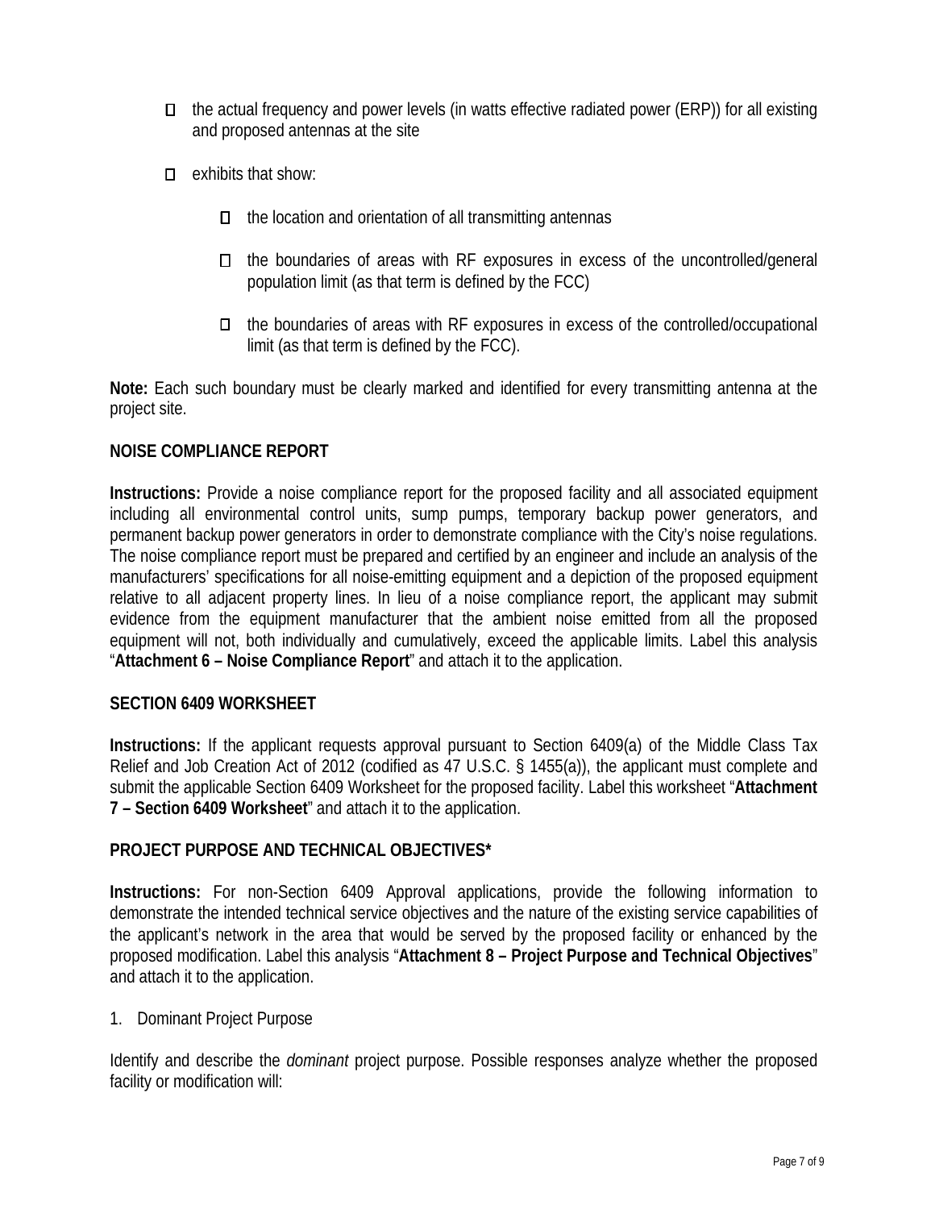- the actual frequency and power levels (in watts effective radiated power (ERP)) for all existing and proposed antennas at the site
- exhibits that show:
  - the location and orientation of all transmitting antennas
  - the boundaries of areas with RF exposures in excess of the uncontrolled/general population limit (as that term is defined by the FCC)
  - the boundaries of areas with RF exposures in excess of the controlled/occupational limit (as that term is defined by the FCC).

**Note:** Each such boundary must be clearly marked and identified for every transmitting antenna at the project site.

**NOISE COMPLIANCE REPORT**

**Instructions:** Provide a noise compliance report for the proposed facility and all associated equipment including all environmental control units, sump pumps, temporary backup power generators, and permanent backup power generators in order to demonstrate compliance with the City's noise regulations. The noise compliance report must be prepared and certified by an engineer and include an analysis of the manufacturers' specifications for all noise-emitting equipment and a depiction of the proposed equipment relative to all adjacent property lines. In lieu of a noise compliance report, the applicant may submit evidence from the equipment manufacturer that the ambient noise emitted from all the proposed equipment will not, both individually and cumulatively, exceed the applicable limits. Label this analysis "**Attachment 6 – Noise Compliance Report**" and attach it to the application.

**SECTION 6409 WORKSHEET**

**Instructions:** If the applicant requests approval pursuant to Section 6409(a) of the Middle Class Tax Relief and Job Creation Act of 2012 (codified as 47 U.S.C. § 1455(a)), the applicant must complete and submit the applicable Section 6409 Worksheet for the proposed facility. Label this worksheet "**Attachment 7 – Section 6409 Worksheet**" and attach it to the application.

**PROJECT PURPOSE AND TECHNICAL OBJECTIVES***

**Instructions:** For non-Section 6409 Approval applications, provide the following information to demonstrate the intended technical service objectives and the nature of the existing service capabilities of the applicant's network in the area that would be served by the proposed facility or enhanced by the proposed modification. Label this analysis "**Attachment 8 – Project Purpose and Technical Objectives**" and attach it to the application.

1. Dominant Project Purpose

Identify and describe the *dominant* project purpose. Possible responses analyze whether the proposed facility or modification will: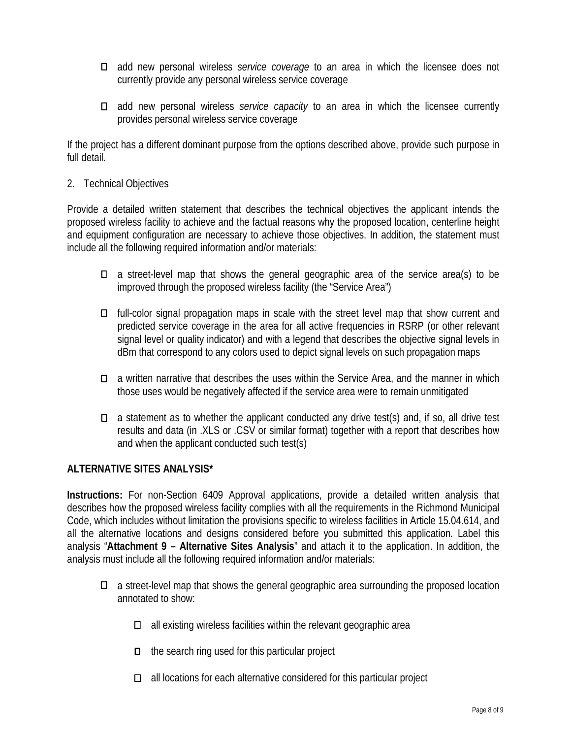- ☐ add new personal wireless *service coverage* to an area in which the licensee does not currently provide any personal wireless service coverage

- ☐ add new personal wireless *service capacity* to an area in which the licensee currently provides personal wireless service coverage

If the project has a different dominant purpose from the options described above, provide such purpose in full detail.

2. Technical Objectives

Provide a detailed written statement that describes the technical objectives the applicant intends the proposed wireless facility to achieve and the factual reasons why the proposed location, centerline height and equipment configuration are necessary to achieve those objectives. In addition, the statement must include all the following required information and/or materials:

- ☐ a street-level map that shows the general geographic area of the service area(s) to be improved through the proposed wireless facility (the "Service Area")

- ☐ full-color signal propagation maps in scale with the street level map that show current and predicted service coverage in the area for all active frequencies in RSRP (or other relevant signal level or quality indicator) and with a legend that describes the objective signal levels in dBm that correspond to any colors used to depict signal levels on such propagation maps

- ☐ a written narrative that describes the uses within the Service Area, and the manner in which those uses would be negatively affected if the service area were to remain unmitigated

- ☐ a statement as to whether the applicant conducted any drive test(s) and, if so, all drive test results and data (in .XLS or .CSV or similar format) together with a report that describes how and when the applicant conducted such test(s)

**ALTERNATIVE SITES ANALYSIS***

**Instructions:** For non-Section 6409 Approval applications, provide a detailed written analysis that describes how the proposed wireless facility complies with all the requirements in the Richmond Municipal Code, which includes without limitation the provisions specific to wireless facilities in Article 15.04.614, and all the alternative locations and designs considered before you submitted this application. Label this analysis "**Attachment 9 – Alternative Sites Analysis**" and attach it to the application. In addition, the analysis must include all the following required information and/or materials:

- ☐ a street-level map that shows the general geographic area surrounding the proposed location annotated to show:

  - ☐ all existing wireless facilities within the relevant geographic area

  - ☐ the search ring used for this particular project

  - ☐ all locations for each alternative considered for this particular project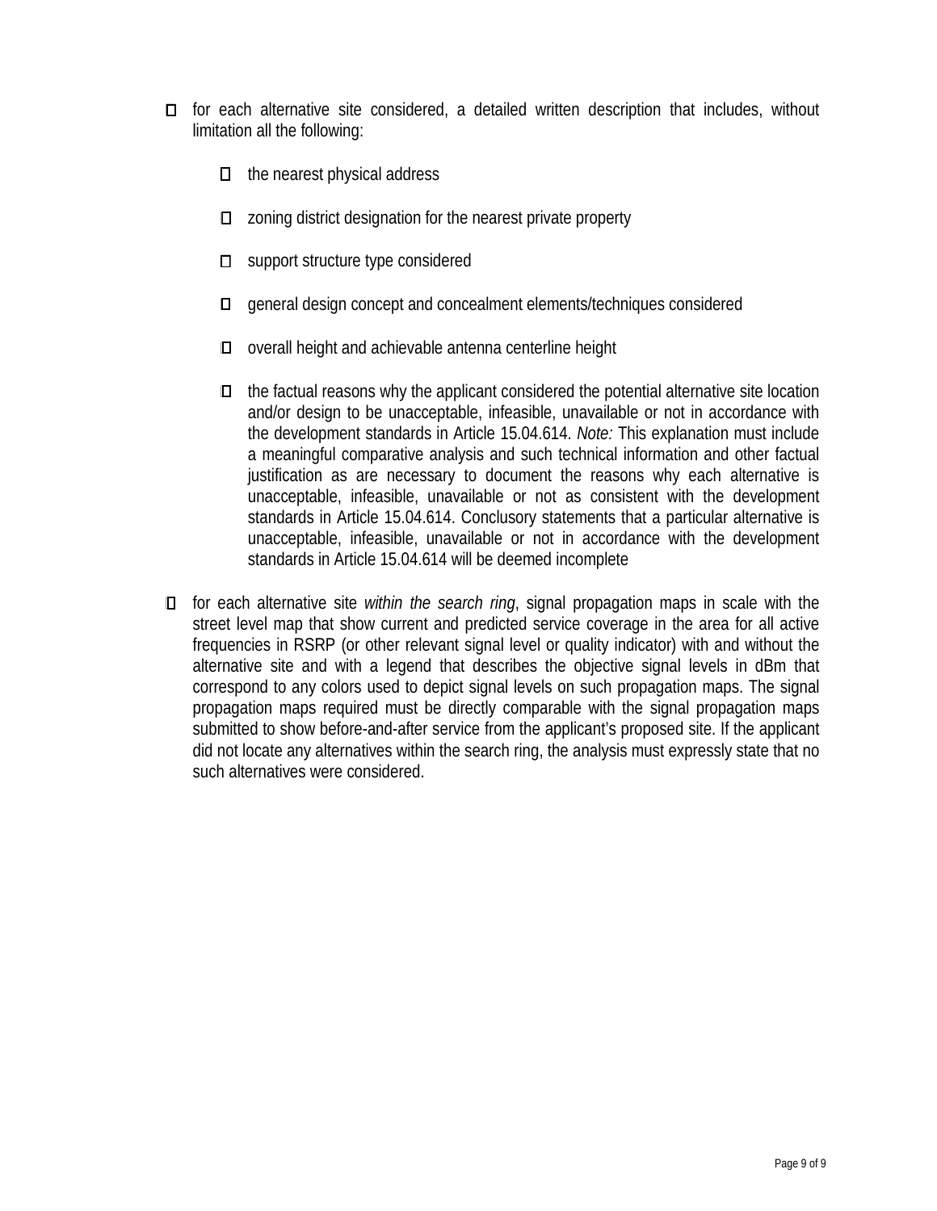- for each alternative site considered, a detailed written description that includes, without limitation all the following:

    - the nearest physical address

    - zoning district designation for the nearest private property

    - support structure type considered

    - general design concept and concealment elements/techniques considered

    - overall height and achievable antenna centerline height

    - the factual reasons why the applicant considered the potential alternative site location and/or design to be unacceptable, infeasible, unavailable or not in accordance with the development standards in Article 15.04.614. *Note:* This explanation must include a meaningful comparative analysis and such technical information and other factual justification as are necessary to document the reasons why each alternative is unacceptable, infeasible, unavailable or not as consistent with the development standards in Article 15.04.614. Conclusory statements that a particular alternative is unacceptable, infeasible, unavailable or not in accordance with the development standards in Article 15.04.614 will be deemed incomplete

- for each alternative site *within the search ring*, signal propagation maps in scale with the street level map that show current and predicted service coverage in the area for all active frequencies in RSRP (or other relevant signal level or quality indicator) with and without the alternative site and with a legend that describes the objective signal levels in dBm that correspond to any colors used to depict signal levels on such propagation maps. The signal propagation maps required must be directly comparable with the signal propagation maps submitted to show before-and-after service from the applicant's proposed site. If the applicant did not locate any alternatives within the search ring, the analysis must expressly state that no such alternatives were considered.